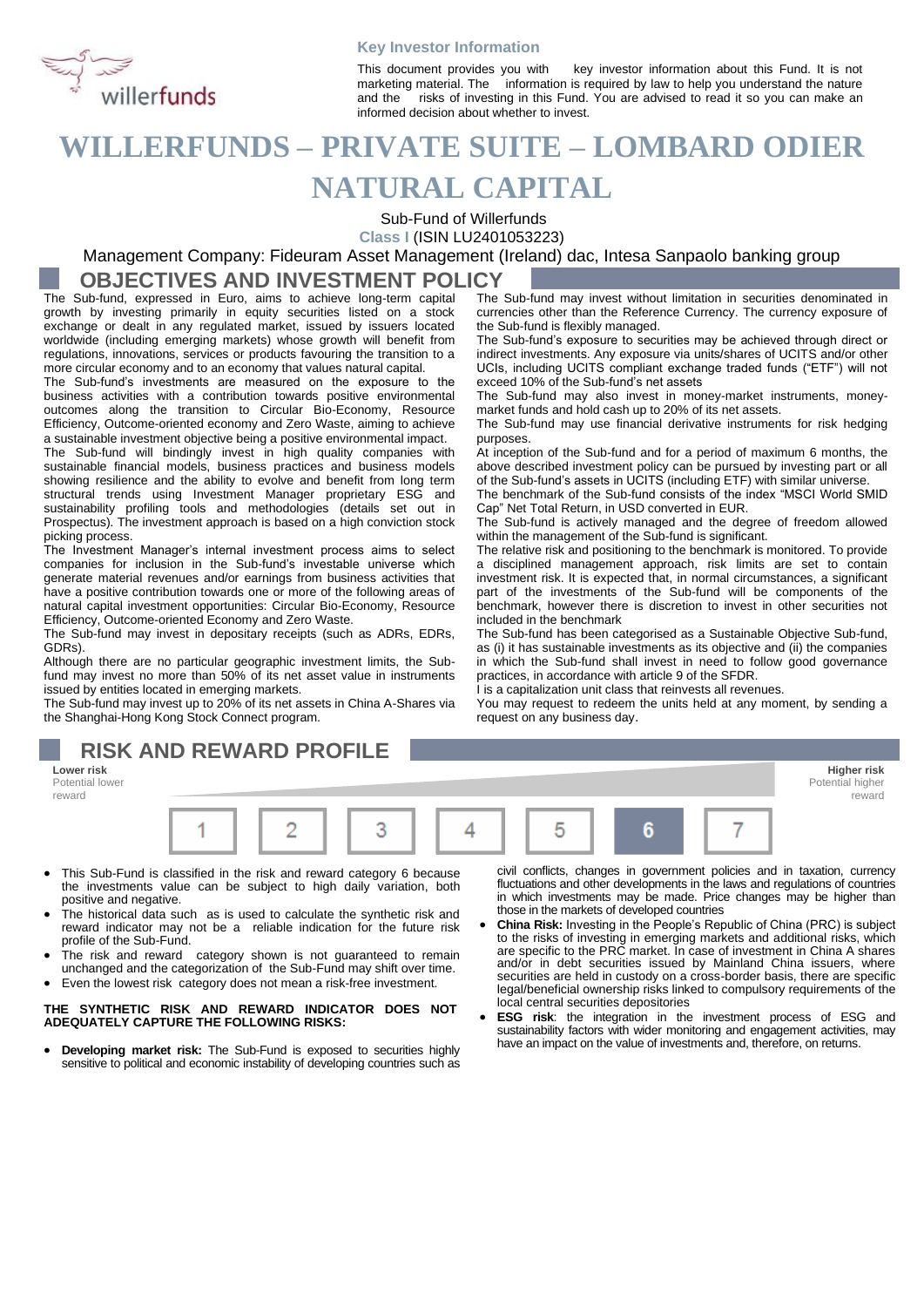**Key Investor Information**

This document provides you with key investor information about this Fund. It is not marketing material. The information is required by law to help you understand the nature and the risks of investing in this Fund. You are advised to read it so you can make an informed decision about whether to invest.

# WILLERFUNDS – PRIVATE SUITE – LOMBARD ODIER NATURAL CAPITAL

Sub-Fund of Willerfunds

Class I (ISIN LU2401053223)

Management Company: Fideuram Asset Management (Ireland) dac, Intesa Sanpaolo banking group

## OBJECTIVES AND INVESTMENT POLICY

The Sub-fund, expressed in Euro, aims to achieve long-term capital growth by investing primarily in equity securities listed on a stock exchange or dealt in any regulated market, issued by issuers located worldwide (including emerging markets) whose growth will benefit from regulations, innovations, services or products favouring the transition to a more circular economy and to an economy that values natural capital.

The Sub-fund's investments are measured on the exposure to the business activities with a contribution towards positive environmental outcomes along the transition to Circular Bio-Economy, Resource Efficiency, Outcome-oriented economy and Zero Waste, aiming to achieve a sustainable investment objective being a positive environmental impact.

The Sub-fund will bindingly invest in high quality companies with sustainable financial models, business practices and business models showing resilience and the ability to evolve and benefit from long term structural trends using Investment Manager proprietary ESG and sustainability profiling tools and methodologies (details set out in Prospectus). The investment approach is based on a high conviction stock picking process.

The Investment Manager's internal investment process aims to select companies for inclusion in the Sub-fund's investable universe which generate material revenues and/or earnings from business activities that have a positive contribution towards one or more of the following areas of natural capital investment opportunities: Circular Bio-Economy, Resource Efficiency, Outcome-oriented Economy and Zero Waste.

The Sub-fund may invest in depositary receipts (such as ADRs, EDRs, GDRs).

Although there are no particular geographic investment limits, the Sub-fund may invest no more than 50% of its net asset value in instruments issued by entities located in emerging markets.

The Sub-fund may invest up to 20% of its net assets in China A-Shares via the Shanghai-Hong Kong Stock Connect program.

The Sub-fund may invest without limitation in securities denominated in currencies other than the Reference Currency. The currency exposure of the Sub-fund is flexibly managed.

The Sub-fund's exposure to securities may be achieved through direct or indirect investments. Any exposure via units/shares of UCITS and/or other UCIs, including UCITS compliant exchange traded funds ("ETF") will not exceed 10% of the Sub-fund's net assets

The Sub-fund may also invest in money-market instruments, money-market funds and hold cash up to 20% of its net assets.

The Sub-fund may use financial derivative instruments for risk hedging purposes.

At inception of the Sub-fund and for a period of maximum 6 months, the above described investment policy can be pursued by investing part or all of the Sub-fund's assets in UCITS (including ETF) with similar universe.

The benchmark of the Sub-fund consists of the index "MSCI World SMID Cap" Net Total Return, in USD converted in EUR.

The Sub-fund is actively managed and the degree of freedom allowed within the management of the Sub-fund is significant.

The relative risk and positioning to the benchmark is monitored. To provide a disciplined management approach, risk limits are set to contain investment risk. It is expected that, in normal circumstances, a significant part of the investments of the Sub-fund will be components of the benchmark, however there is discretion to invest in other securities not included in the benchmark

The Sub-fund has been categorised as a Sustainable Objective Sub-fund, as (i) it has sustainable investments as its objective and (ii) the companies in which the Sub-fund shall invest in need to follow good governance practices, in accordance with article 9 of the SFDR.

I is a capitalization unit class that reinvests all revenues.

You may request to redeem the units held at any moment, by sending a request on any business day.

## RISK AND REWARD PROFILE

**Lower risk** Potential lower reward — **Higher risk** Potential higher reward

| 1 | 2 | 3 | 4 | 5 | **6** | 7 |
|---|---|---|---|---|---|---|

- This Sub-Fund is classified in the risk and reward category 6 because the investments value can be subject to high daily variation, both positive and negative.
- The historical data such as is used to calculate the synthetic risk and reward indicator may not be a reliable indication for the future risk profile of the Sub-Fund.
- The risk and reward category shown is not guaranteed to remain unchanged and the categorization of the Sub-Fund may shift over time.
- Even the lowest risk category does not mean a risk-free investment.

**THE SYNTHETIC RISK AND REWARD INDICATOR DOES NOT ADEQUATELY CAPTURE THE FOLLOWING RISKS:**

- **Developing market risk:** The Sub-Fund is exposed to securities highly sensitive to political and economic instability of developing countries such as civil conflicts, changes in government policies and in taxation, currency fluctuations and other developments in the laws and regulations of countries in which investments may be made. Price changes may be higher than those in the markets of developed countries
- **China Risk:** Investing in the People's Republic of China (PRC) is subject to the risks of investing in emerging markets and additional risks, which are specific to the PRC market. In case of investment in China A shares and/or in debt securities issued by Mainland China issuers, where securities are held in custody on a cross-border basis, there are specific legal/beneficial ownership risks linked to compulsory requirements of the local central securities depositories
- **ESG risk**: the integration in the investment process of ESG and sustainability factors with wider monitoring and engagement activities, may have an impact on the value of investments and, therefore, on returns.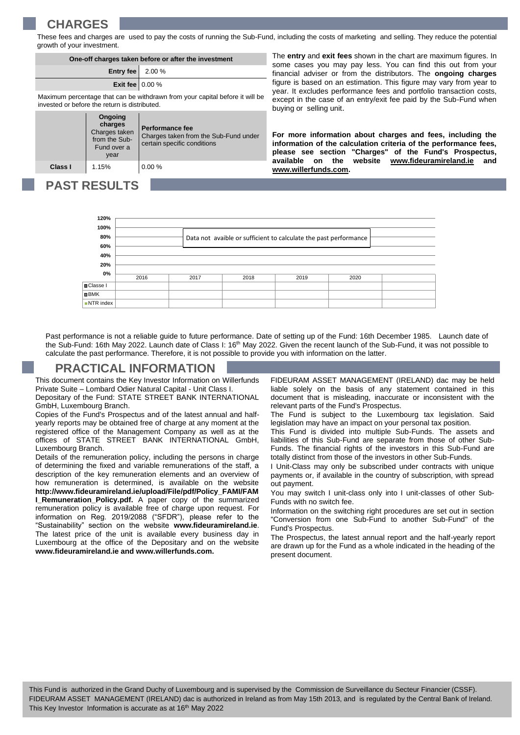## CHARGES

These fees and charges are used to pay the costs of running the Sub-Fund, including the costs of marketing and selling. They reduce the potential growth of your investment.

| One-off charges taken before or after the investment | |
|---|---|
| **Entry fee** | 2.00 % |
| **Exit fee** | 0.00 % |

Maximum percentage that can be withdrawn from your capital before it will be invested or before the return is distributed.

| | **Ongoing charges** Charges taken from the Sub-Fund over a year | **Performance fee** Charges taken from the Sub-Fund under certain specific conditions |
|---|---|---|
| **Class I** | 1.15% | 0.00 % |

The **entry** and **exit fees** shown in the chart are maximum figures. In some cases you may pay less. You can find this out from your financial adviser or from the distributors. The **ongoing charges** figure is based on an estimation. This figure may vary from year to year. It excludes performance fees and portfolio transaction costs, except in the case of an entry/exit fee paid by the Sub-Fund when buying or selling unit.

**For more information about charges and fees, including the information of the calculation criteria of the performance fees, please see section "Charges" of the Fund's Prospectus, available on the website www.fideuramireland.ie and www.willerfunds.com.**

## PAST RESULTS

120%
100%
80%
60%
40%
20%
0%

Data not avaible or sufficient to calculate the past performance

2016 2017 2018 2019 2020

Classe I
BMK
NTR index

Past performance is not a reliable guide to future performance. Date of setting up of the Fund: 16th December 1985. Launch date of the Sub-Fund: 16th May 2022. Launch date of Class I: 16th May 2022. Given the recent launch of the Sub-Fund, it was not possible to calculate the past performance. Therefore, it is not possible to provide you with information on the latter.

## PRACTICAL INFORMATION

This document contains the Key Investor Information on Willerfunds Private Suite – Lombard Odier Natural Capital - Unit Class I.

Depositary of the Fund: STATE STREET BANK INTERNATIONAL GmbH, Luxembourg Branch.

Copies of the Fund's Prospectus and of the latest annual and half-yearly reports may be obtained free of charge at any moment at the registered office of the Management Company as well as at the offices of STATE STREET BANK INTERNATIONAL GmbH, Luxembourg Branch.

Details of the remuneration policy, including the persons in charge of determining the fixed and variable remunerations of the staff, a description of the key remuneration elements and an overview of how remuneration is determined, is available on the website **http://www.fideuramireland.ie/upload/File/pdf/Policy_FAMI/FAMI_Remuneration_Policy.pdf.** A paper copy of the summarized remuneration policy is available free of charge upon request. For information on Reg. 2019/2088 ("SFDR"), please refer to the "Sustainability" section on the website **www.fideuramireland.ie**.

The latest price of the unit is available every business day in Luxembourg at the office of the Depositary and on the website **www.fideuramireland.ie and www.willerfunds.com.**

FIDEURAM ASSET MANAGEMENT (IRELAND) dac may be held liable solely on the basis of any statement contained in this document that is misleading, inaccurate or inconsistent with the relevant parts of the Fund's Prospectus.

The Fund is subject to the Luxembourg tax legislation. Said legislation may have an impact on your personal tax position.

This Fund is divided into multiple Sub-Funds. The assets and liabilities of this Sub-Fund are separate from those of other Sub-Funds. The financial rights of the investors in this Sub-Fund are totally distinct from those of the investors in other Sub-Funds.

I Unit-Class may only be subscribed under contracts with unique payments or, if available in the country of subscription, with spread out payment.

You may switch I unit-class only into I unit-classes of other Sub-Funds with no switch fee.

Information on the switching right procedures are set out in section "Conversion from one Sub-Fund to another Sub-Fund" of the Fund's Prospectus.

The Prospectus, the latest annual report and the half-yearly report are drawn up for the Fund as a whole indicated in the heading of the present document.

This Fund is authorized in the Grand Duchy of Luxembourg and is supervised by the Commission de Surveillance du Secteur Financier (CSSF). FIDEURAM ASSET MANAGEMENT (IRELAND) dac is authorized in Ireland as from May 15th 2013, and is regulated by the Central Bank of Ireland. This Key Investor Information is accurate as at 16th May 2022